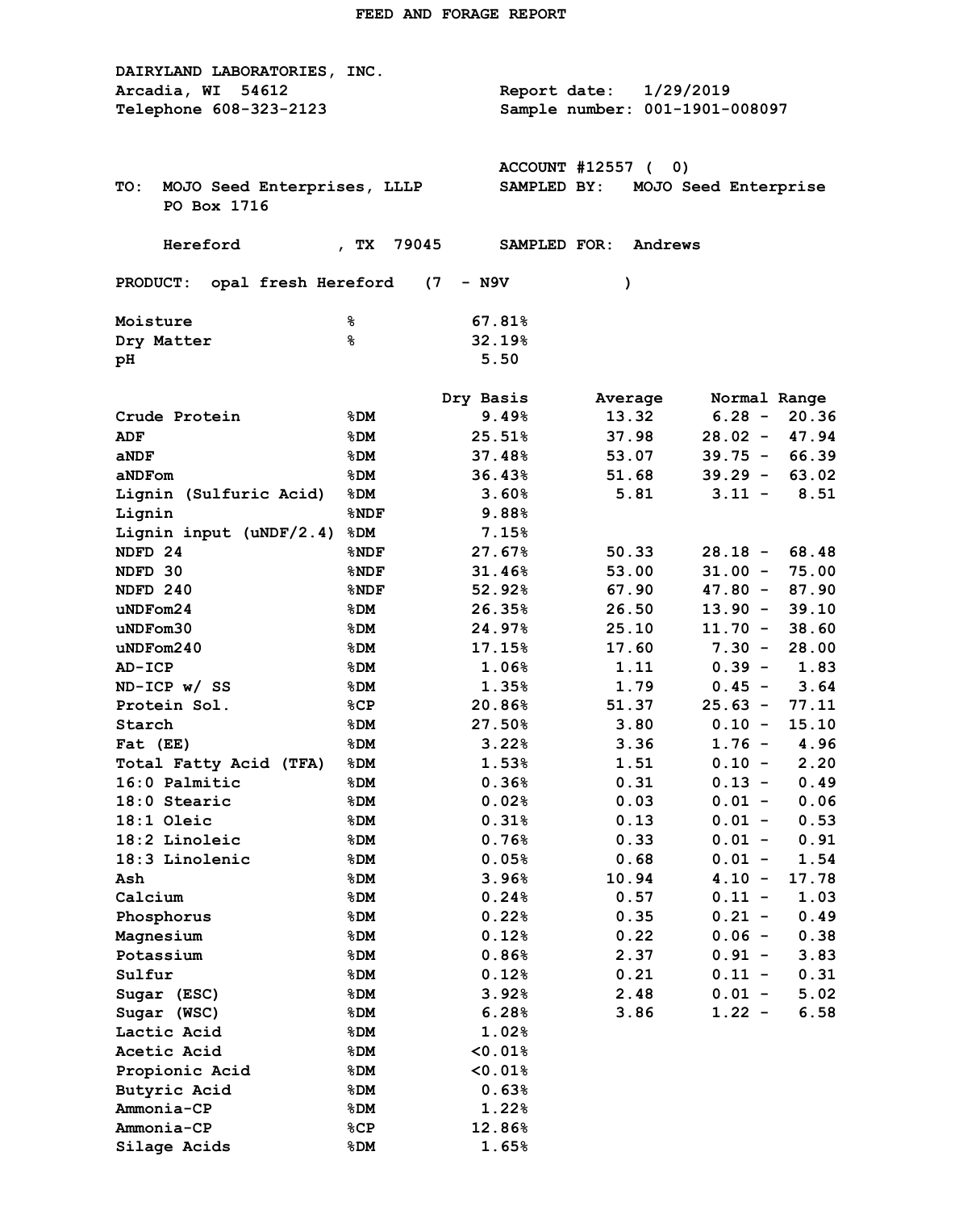# FEED AND FORAGE REPORT

**DAIRYLAND LABORATORIES, INC.**
Arcadia, WI 54612
Telephone 608-323-2123

Report date: 1/29/2019
Sample number: 001-1901-008097

ACCOUNT #12557 ( 0)

TO: MOJO Seed Enterprises, LLLP
PO Box 1716
Hereford , TX 79045

SAMPLED BY: MOJO Seed Enterprise

SAMPLED FOR: Andrews

PRODUCT: opal fresh Hereford (7 - N9V )

| | | |
|---|---|---|
| Moisture | % | 67.81% |
| Dry Matter | % | 32.19% |
| pH | | 5.50 |

| | | Dry Basis | Average | Normal Range |
|---|---|---|---|---|
| Crude Protein | %DM | 9.49% | 13.32 | 6.28 - 20.36 |
| ADF | %DM | 25.51% | 37.98 | 28.02 - 47.94 |
| aNDF | %DM | 37.48% | 53.07 | 39.75 - 66.39 |
| aNDFom | %DM | 36.43% | 51.68 | 39.29 - 63.02 |
| Lignin (Sulfuric Acid) | %DM | 3.60% | 5.81 | 3.11 - 8.51 |
| Lignin | %NDF | 9.88% | | |
| Lignin input (uNDF/2.4) | %DM | 7.15% | | |
| NDFD 24 | %NDF | 27.67% | 50.33 | 28.18 - 68.48 |
| NDFD 30 | %NDF | 31.46% | 53.00 | 31.00 - 75.00 |
| NDFD 240 | %NDF | 52.92% | 67.90 | 47.80 - 87.90 |
| uNDFom24 | %DM | 26.35% | 26.50 | 13.90 - 39.10 |
| uNDFom30 | %DM | 24.97% | 25.10 | 11.70 - 38.60 |
| uNDFom240 | %DM | 17.15% | 17.60 | 7.30 - 28.00 |
| AD-ICP | %DM | 1.06% | 1.11 | 0.39 - 1.83 |
| ND-ICP w/ SS | %DM | 1.35% | 1.79 | 0.45 - 3.64 |
| Protein Sol. | %CP | 20.86% | 51.37 | 25.63 - 77.11 |
| Starch | %DM | 27.50% | 3.80 | 0.10 - 15.10 |
| Fat (EE) | %DM | 3.22% | 3.36 | 1.76 - 4.96 |
| Total Fatty Acid (TFA) | %DM | 1.53% | 1.51 | 0.10 - 2.20 |
| 16:0 Palmitic | %DM | 0.36% | 0.31 | 0.13 - 0.49 |
| 18:0 Stearic | %DM | 0.02% | 0.03 | 0.01 - 0.06 |
| 18:1 Oleic | %DM | 0.31% | 0.13 | 0.01 - 0.53 |
| 18:2 Linoleic | %DM | 0.76% | 0.33 | 0.01 - 0.91 |
| 18:3 Linolenic | %DM | 0.05% | 0.68 | 0.01 - 1.54 |
| Ash | %DM | 3.96% | 10.94 | 4.10 - 17.78 |
| Calcium | %DM | 0.24% | 0.57 | 0.11 - 1.03 |
| Phosphorus | %DM | 0.22% | 0.35 | 0.21 - 0.49 |
| Magnesium | %DM | 0.12% | 0.22 | 0.06 - 0.38 |
| Potassium | %DM | 0.86% | 2.37 | 0.91 - 3.83 |
| Sulfur | %DM | 0.12% | 0.21 | 0.11 - 0.31 |
| Sugar (ESC) | %DM | 3.92% | 2.48 | 0.01 - 5.02 |
| Sugar (WSC) | %DM | 6.28% | 3.86 | 1.22 - 6.58 |
| Lactic Acid | %DM | 1.02% | | |
| Acetic Acid | %DM | <0.01% | | |
| Propionic Acid | %DM | <0.01% | | |
| Butyric Acid | %DM | 0.63% | | |
| Ammonia-CP | %DM | 1.22% | | |
| Ammonia-CP | %CP | 12.86% | | |
| Silage Acids | %DM | 1.65% | | |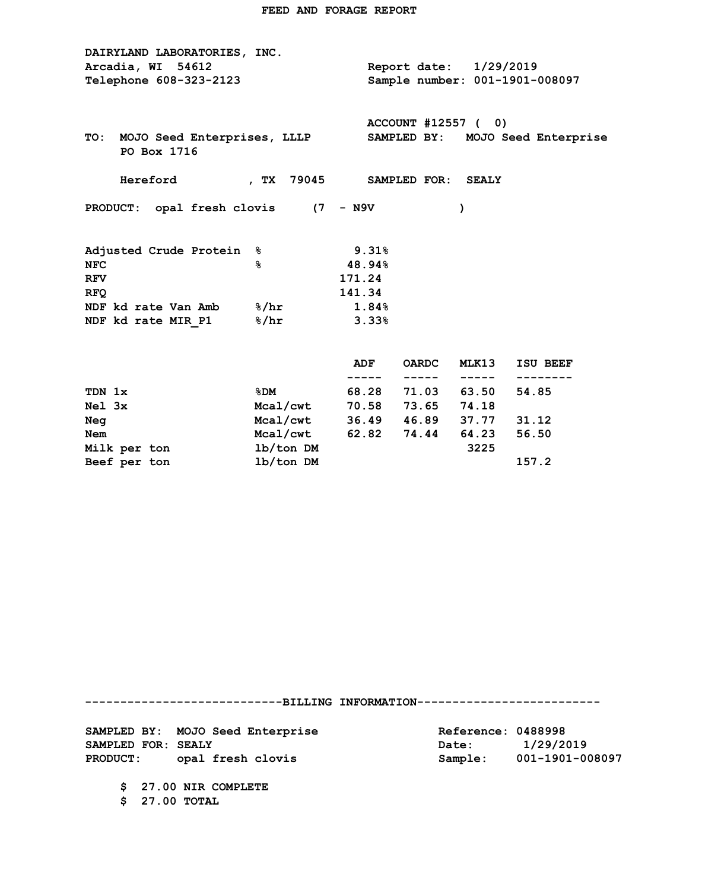# FEED AND FORAGE REPORT

**DAIRYLAND LABORATORIES, INC.**
Arcadia, WI 54612
Telephone 608-323-2123

Report date: 1/29/2019
Sample number: 001-1901-008097

ACCOUNT #12557 ( 0)

TO: MOJO Seed Enterprises, LLLP
PO Box 1716

Hereford , TX 79045

SAMPLED BY: MOJO Seed Enterprise

SAMPLED FOR: SEALY

PRODUCT: opal fresh clovis (7 - N9V )

| | | |
|---|---|---|
| Adjusted Crude Protein | % | 9.31% |
| NFC | % | 48.94% |
| RFV | | 171.24 |
| RFQ | | 141.34 |
| NDF kd rate Van Amb | %/hr | 1.84% |
| NDF kd rate MIR_P1 | %/hr | 3.33% |

| | | ADF | OARDC | MLK13 | ISU BEEF |
|---|---|---|---|---|---|
| TDN 1x | %DM | 68.28 | 71.03 | 63.50 | 54.85 |
| Nel 3x | Mcal/cwt | 70.58 | 73.65 | 74.18 | |
| Neg | Mcal/cwt | 36.49 | 46.89 | 37.77 | 31.12 |
| Nem | Mcal/cwt | 62.82 | 74.44 | 64.23 | 56.50 |
| Milk per ton | lb/ton DM | | | 3225 | |
| Beef per ton | lb/ton DM | | | | 157.2 |

---------------------------BILLING INFORMATION-------------------------

SAMPLED BY: MOJO Seed Enterprise
SAMPLED FOR: SEALY
PRODUCT: opal fresh clovis

Reference: 0488998
Date: 1/29/2019
Sample: 001-1901-008097

$ 27.00 NIR COMPLETE
$ 27.00 TOTAL